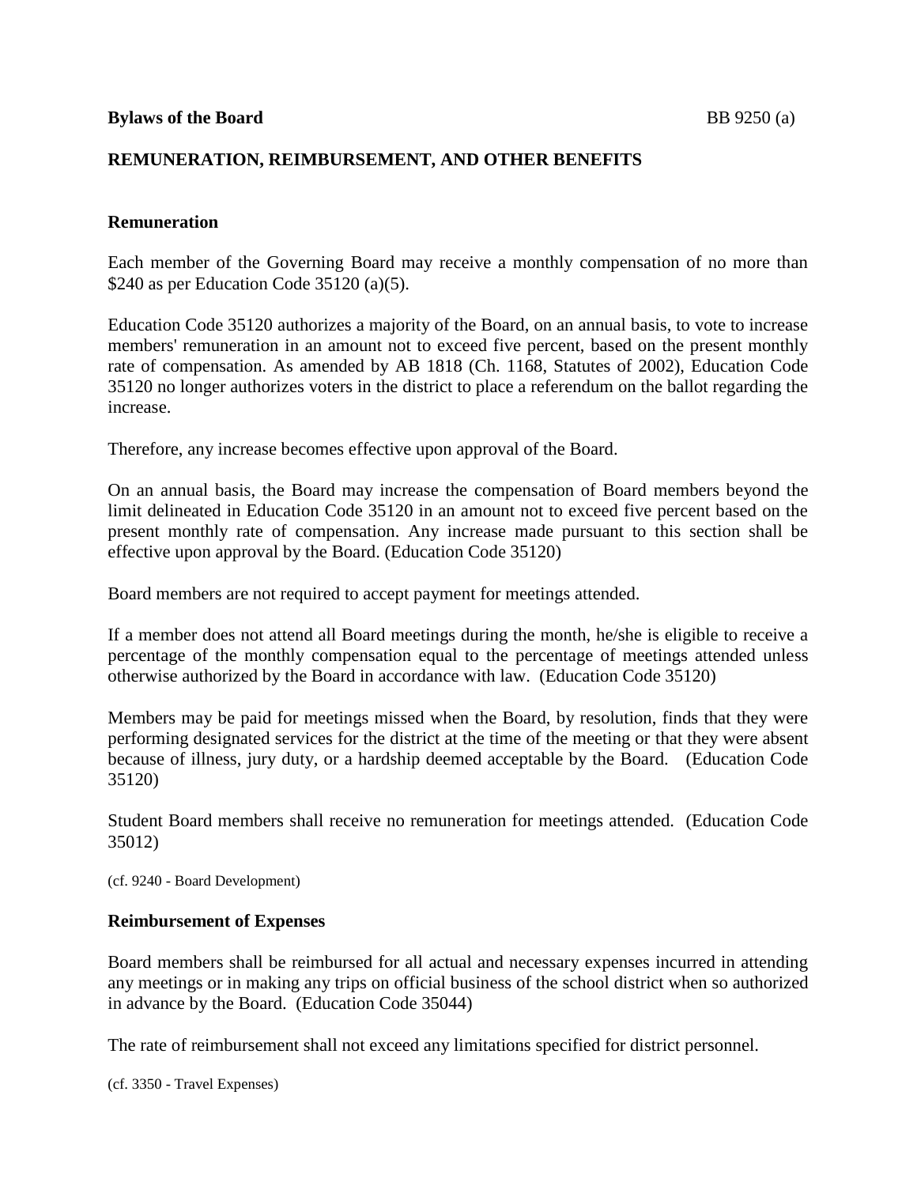**Bylaws of the Board**

## REMUNERATION, REIMBURSEMENT, AND OTHER BENEFITS

### Remuneration

Each member of the Governing Board may receive a monthly compensation of no more than $240 as per Education Code 35120 (a)(5).

Education Code 35120 authorizes a majority of the Board, on an annual basis, to vote to increase members' remuneration in an amount not to exceed five percent, based on the present monthly rate of compensation. As amended by AB 1818 (Ch. 1168, Statutes of 2002), Education Code 35120 no longer authorizes voters in the district to place a referendum on the ballot regarding the increase.

Therefore, any increase becomes effective upon approval of the Board.

On an annual basis, the Board may increase the compensation of Board members beyond the limit delineated in Education Code 35120 in an amount not to exceed five percent based on the present monthly rate of compensation. Any increase made pursuant to this section shall be effective upon approval by the Board. (Education Code 35120)

Board members are not required to accept payment for meetings attended.

If a member does not attend all Board meetings during the month, he/she is eligible to receive a percentage of the monthly compensation equal to the percentage of meetings attended unless otherwise authorized by the Board in accordance with law. (Education Code 35120)

Members may be paid for meetings missed when the Board, by resolution, finds that they were performing designated services for the district at the time of the meeting or that they were absent because of illness, jury duty, or a hardship deemed acceptable by the Board. (Education Code 35120)

Student Board members shall receive no remuneration for meetings attended. (Education Code 35012)

(cf. 9240 - Board Development)

### Reimbursement of Expenses

Board members shall be reimbursed for all actual and necessary expenses incurred in attending any meetings or in making any trips on official business of the school district when so authorized in advance by the Board. (Education Code 35044)

The rate of reimbursement shall not exceed any limitations specified for district personnel.

(cf. 3350 - Travel Expenses)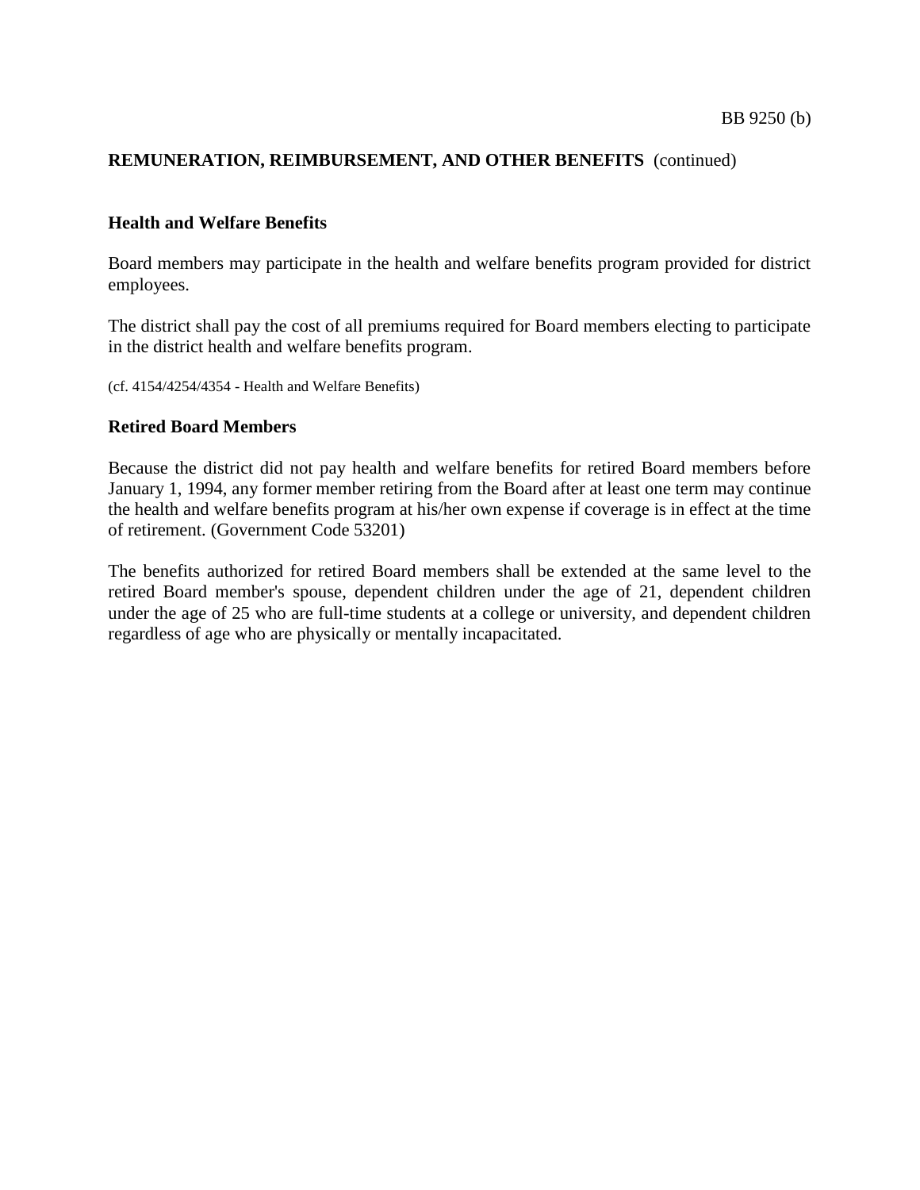**REMUNERATION, REIMBURSEMENT, AND OTHER BENEFITS** (continued)

### Health and Welfare Benefits

Board members may participate in the health and welfare benefits program provided for district employees.

The district shall pay the cost of all premiums required for Board members electing to participate in the district health and welfare benefits program.

(cf. 4154/4254/4354 - Health and Welfare Benefits)

### Retired Board Members

Because the district did not pay health and welfare benefits for retired Board members before January 1, 1994, any former member retiring from the Board after at least one term may continue the health and welfare benefits program at his/her own expense if coverage is in effect at the time of retirement. (Government Code 53201)

The benefits authorized for retired Board members shall be extended at the same level to the retired Board member's spouse, dependent children under the age of 21, dependent children under the age of 25 who are full-time students at a college or university, and dependent children regardless of age who are physically or mentally incapacitated.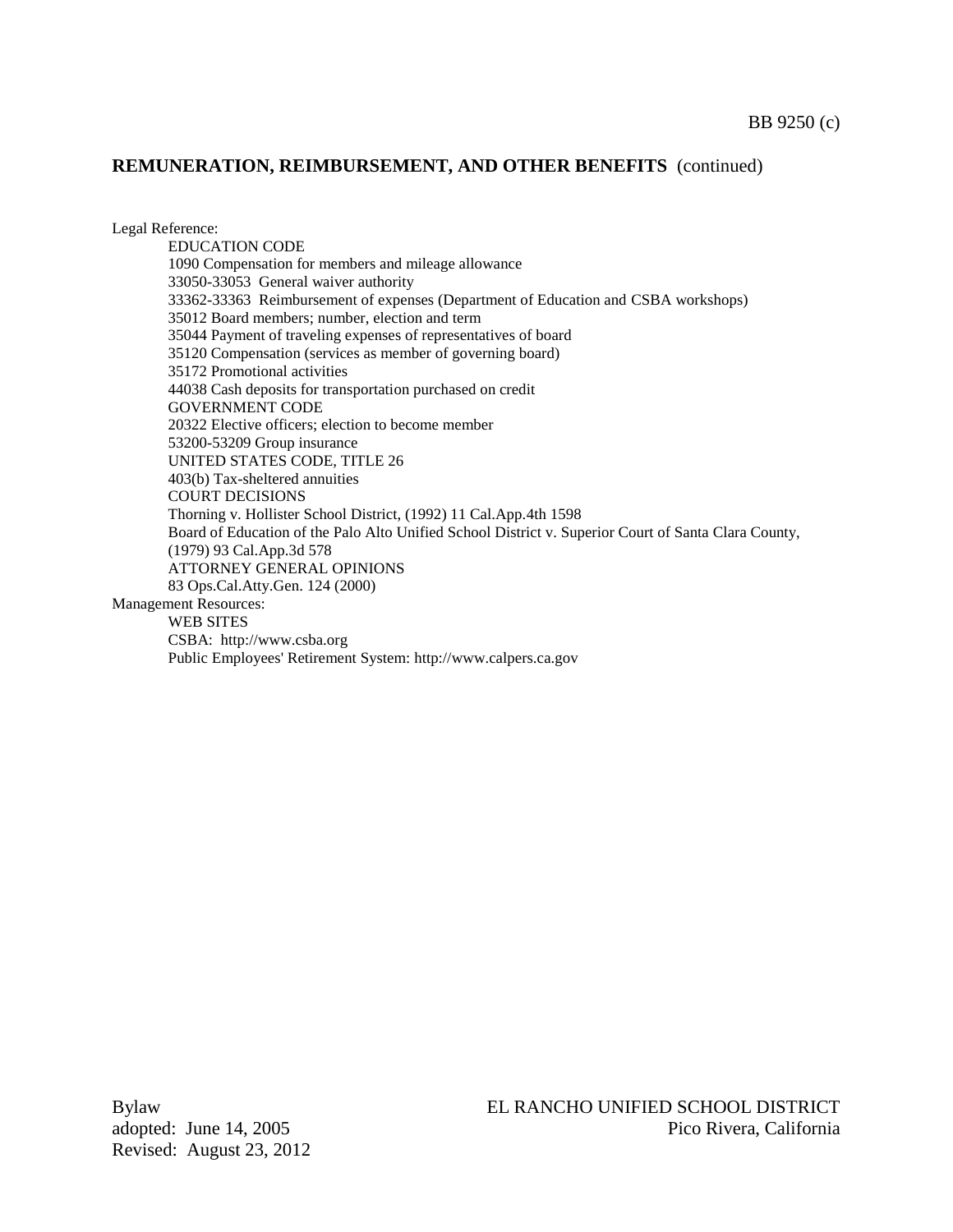## REMUNERATION, REIMBURSEMENT, AND OTHER BENEFITS (continued)

Legal Reference:

EDUCATION CODE

1090 Compensation for members and mileage allowance

33050-33053 General waiver authority

33362-33363 Reimbursement of expenses (Department of Education and CSBA workshops)

35012 Board members; number, election and term

35044 Payment of traveling expenses of representatives of board

35120 Compensation (services as member of governing board)

35172 Promotional activities

44038 Cash deposits for transportation purchased on credit

GOVERNMENT CODE

20322 Elective officers; election to become member

53200-53209 Group insurance

UNITED STATES CODE, TITLE 26

403(b) Tax-sheltered annuities

COURT DECISIONS

Thorning v. Hollister School District, (1992) 11 Cal.App.4th 1598

Board of Education of the Palo Alto Unified School District v. Superior Court of Santa Clara County, (1979) 93 Cal.App.3d 578

ATTORNEY GENERAL OPINIONS

83 Ops.Cal.Atty.Gen. 124 (2000)

Management Resources:

WEB SITES

CSBA: http://www.csba.org

Public Employees' Retirement System: http://www.calpers.ca.gov

Bylaw
adopted: June 14, 2005
Revised: August 23, 2012

EL RANCHO UNIFIED SCHOOL DISTRICT
Pico Rivera, California